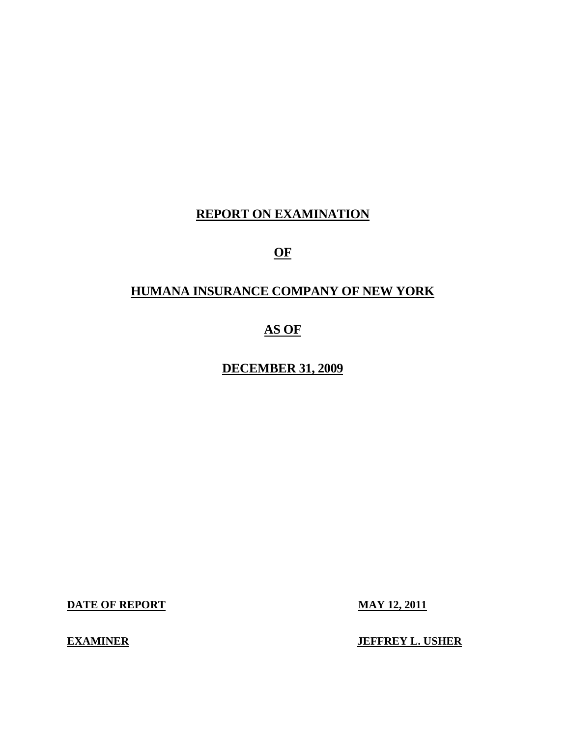# REPORT ON EXAMINATION

# OF

# HUMANA INSURANCE COMPANY OF NEW YORK

# AS OF

# DECEMBER 31, 2009

**DATE OF REPORT** **MAY 12, 2011**

**EXAMINER** **JEFFREY L. USHER**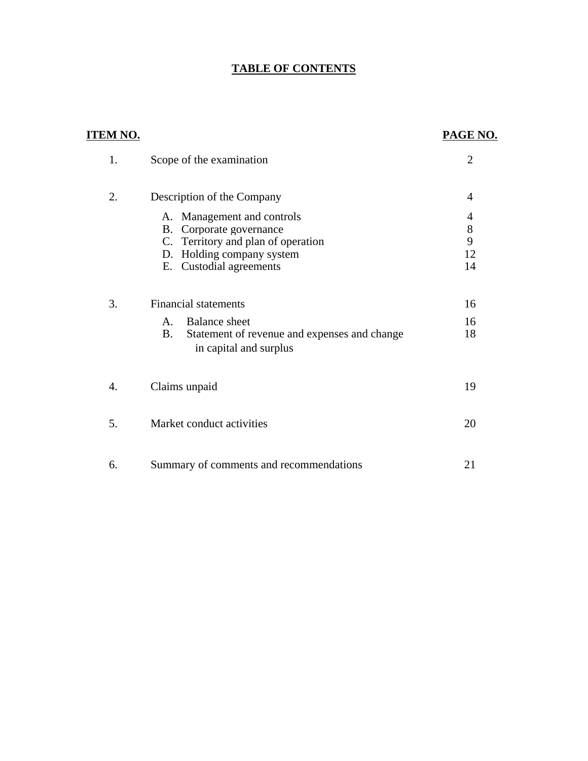# TABLE OF CONTENTS

| ITEM NO. | | PAGE NO. |
|---|---|---|
| 1. | Scope of the examination | 2 |
| 2. | Description of the Company | 4 |
| | A. Management and controls | 4 |
| | B. Corporate governance | 8 |
| | C. Territory and plan of operation | 9 |
| | D. Holding company system | 12 |
| | E. Custodial agreements | 14 |
| 3. | Financial statements | 16 |
| | A. Balance sheet | 16 |
| | B. Statement of revenue and expenses and change in capital and surplus | 18 |
| 4. | Claims unpaid | 19 |
| 5. | Market conduct activities | 20 |
| 6. | Summary of comments and recommendations | 21 |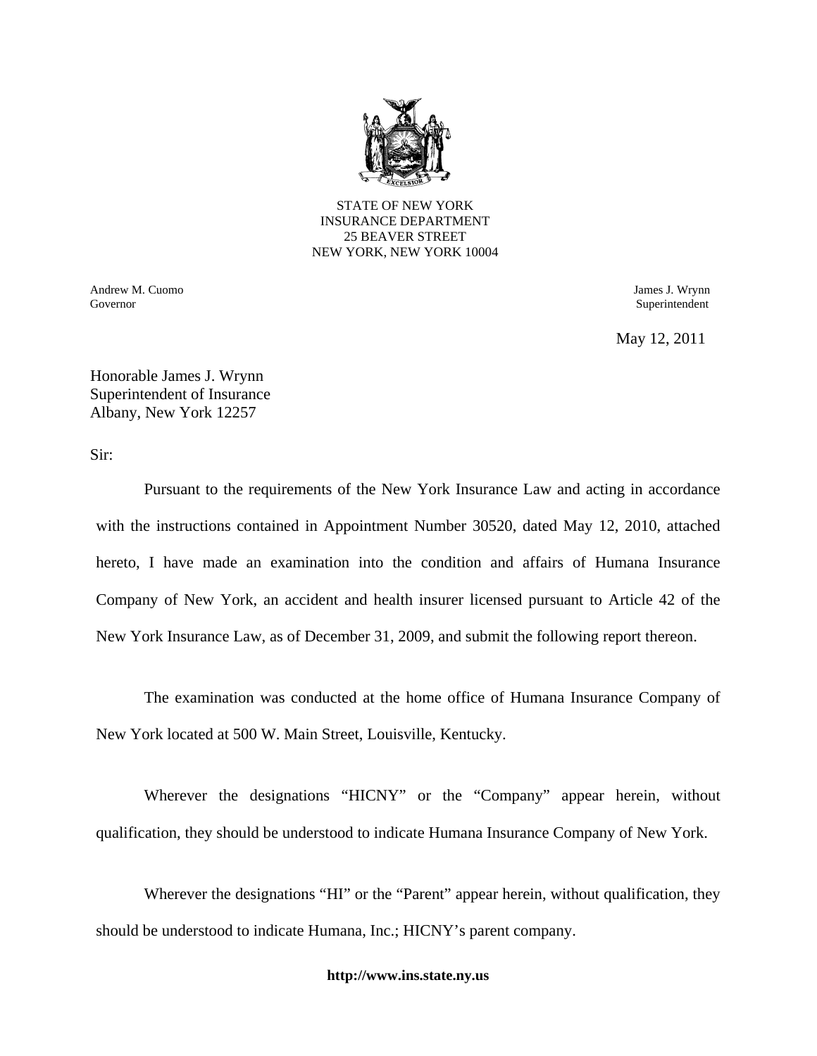STATE OF NEW YORK
INSURANCE DEPARTMENT
25 BEAVER STREET
NEW YORK, NEW YORK 10004

Andrew M. Cuomo
Governor

James J. Wrynn
Superintendent

May 12, 2011

Honorable James J. Wrynn
Superintendent of Insurance
Albany, New York 12257

Sir:

Pursuant to the requirements of the New York Insurance Law and acting in accordance with the instructions contained in Appointment Number 30520, dated May 12, 2010, attached hereto, I have made an examination into the condition and affairs of Humana Insurance Company of New York, an accident and health insurer licensed pursuant to Article 42 of the New York Insurance Law, as of December 31, 2009, and submit the following report thereon.

The examination was conducted at the home office of Humana Insurance Company of New York located at 500 W. Main Street, Louisville, Kentucky.

Wherever the designations "HICNY" or the "Company" appear herein, without qualification, they should be understood to indicate Humana Insurance Company of New York.

Wherever the designations "HI" or the "Parent" appear herein, without qualification, they should be understood to indicate Humana, Inc.; HICNY's parent company.

**http://www.ins.state.ny.us**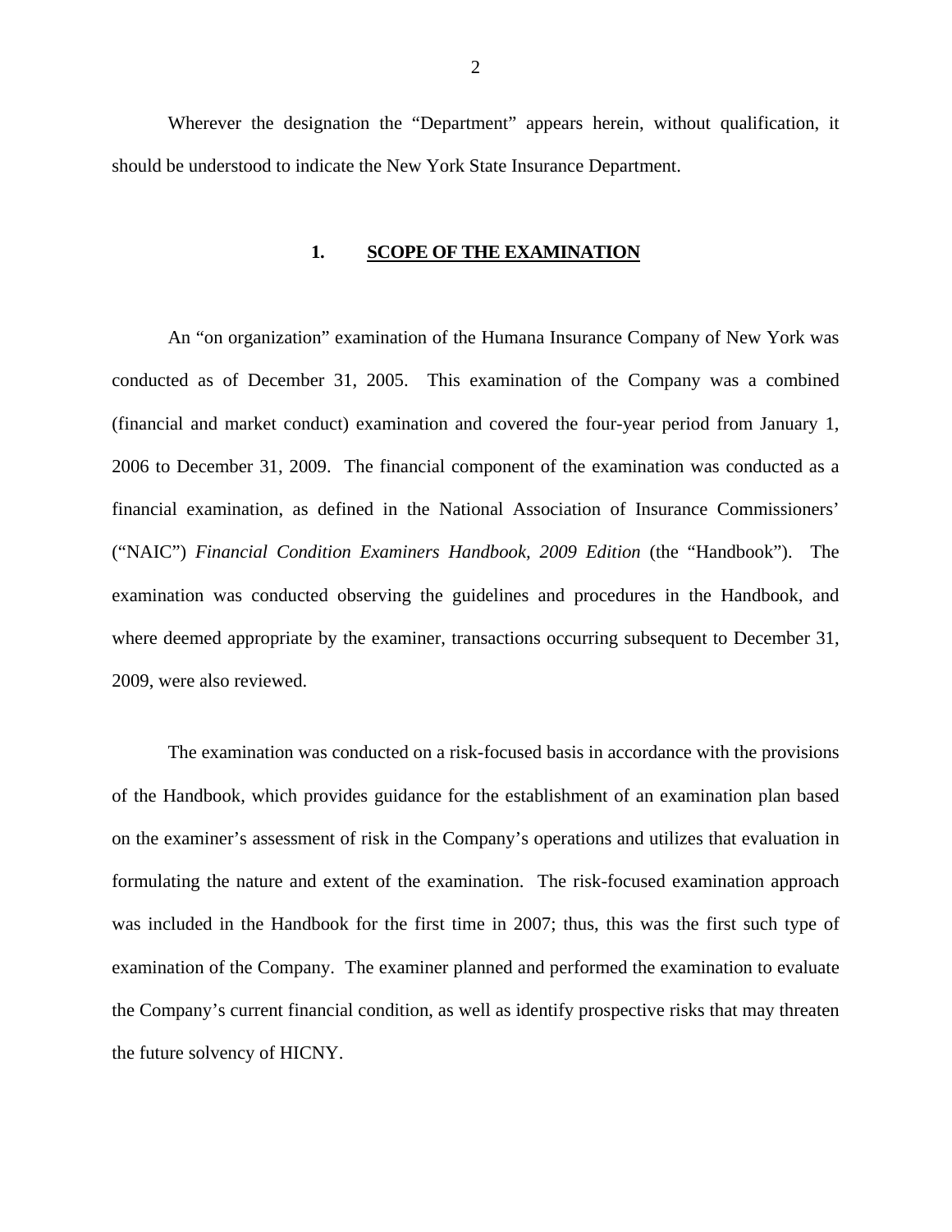Wherever the designation the "Department" appears herein, without qualification, it should be understood to indicate the New York State Insurance Department.

## 1. SCOPE OF THE EXAMINATION

An "on organization" examination of the Humana Insurance Company of New York was conducted as of December 31, 2005. This examination of the Company was a combined (financial and market conduct) examination and covered the four-year period from January 1, 2006 to December 31, 2009. The financial component of the examination was conducted as a financial examination, as defined in the National Association of Insurance Commissioners' ("NAIC") *Financial Condition Examiners Handbook, 2009 Edition* (the "Handbook"). The examination was conducted observing the guidelines and procedures in the Handbook, and where deemed appropriate by the examiner, transactions occurring subsequent to December 31, 2009, were also reviewed.

The examination was conducted on a risk-focused basis in accordance with the provisions of the Handbook, which provides guidance for the establishment of an examination plan based on the examiner's assessment of risk in the Company's operations and utilizes that evaluation in formulating the nature and extent of the examination. The risk-focused examination approach was included in the Handbook for the first time in 2007; thus, this was the first such type of examination of the Company. The examiner planned and performed the examination to evaluate the Company's current financial condition, as well as identify prospective risks that may threaten the future solvency of HICNY.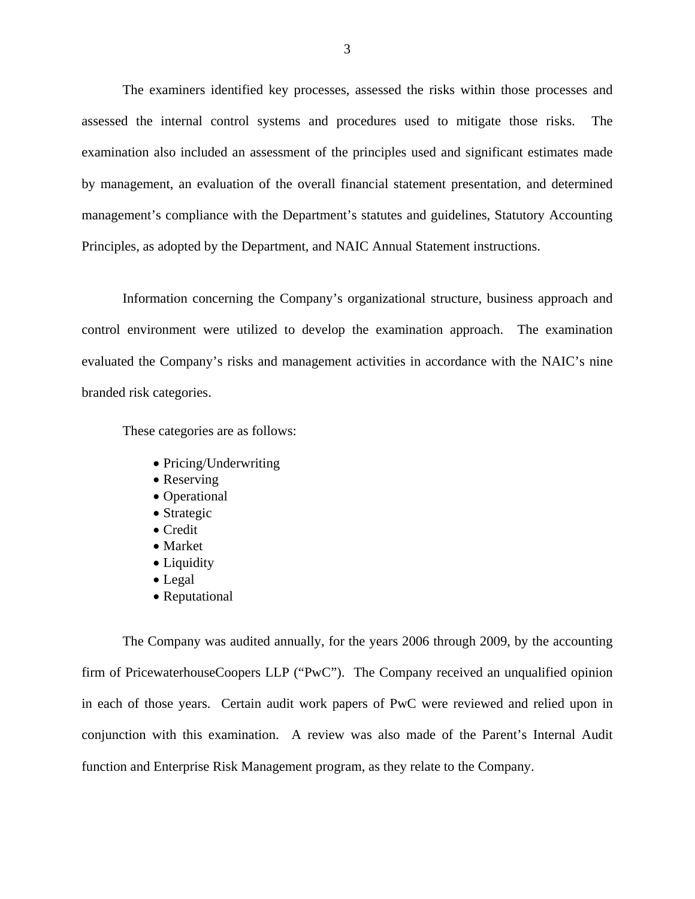The examiners identified key processes, assessed the risks within those processes and assessed the internal control systems and procedures used to mitigate those risks. The examination also included an assessment of the principles used and significant estimates made by management, an evaluation of the overall financial statement presentation, and determined management's compliance with the Department's statutes and guidelines, Statutory Accounting Principles, as adopted by the Department, and NAIC Annual Statement instructions.

Information concerning the Company's organizational structure, business approach and control environment were utilized to develop the examination approach. The examination evaluated the Company's risks and management activities in accordance with the NAIC's nine branded risk categories.

These categories are as follows:

- Pricing/Underwriting
- Reserving
- Operational
- Strategic
- Credit
- Market
- Liquidity
- Legal
- Reputational

The Company was audited annually, for the years 2006 through 2009, by the accounting firm of PricewaterhouseCoopers LLP ("PwC"). The Company received an unqualified opinion in each of those years. Certain audit work papers of PwC were reviewed and relied upon in conjunction with this examination. A review was also made of the Parent's Internal Audit function and Enterprise Risk Management program, as they relate to the Company.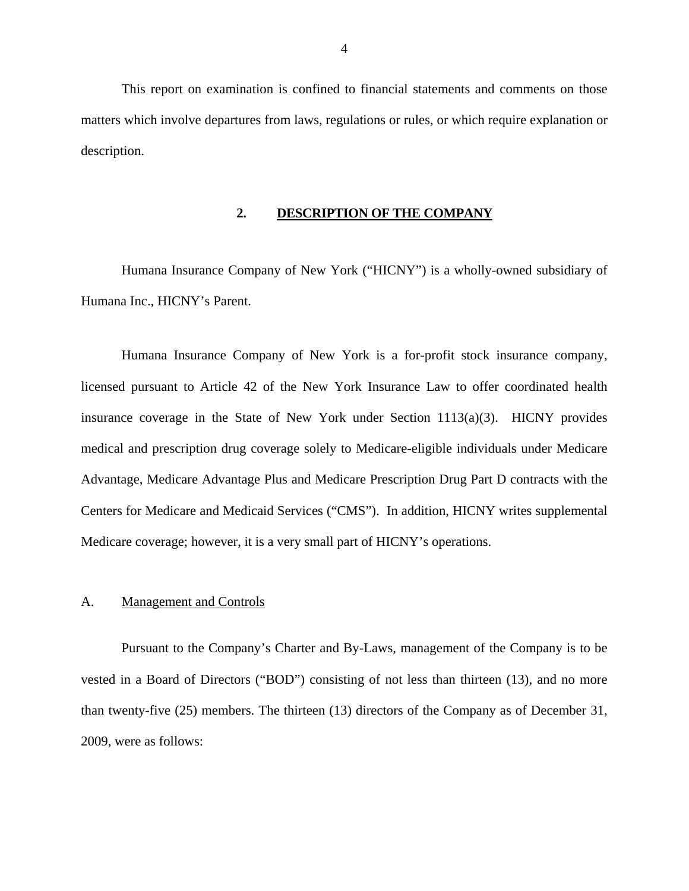This report on examination is confined to financial statements and comments on those matters which involve departures from laws, regulations or rules, or which require explanation or description.

## 2. DESCRIPTION OF THE COMPANY

Humana Insurance Company of New York ("HICNY") is a wholly-owned subsidiary of Humana Inc., HICNY's Parent.

Humana Insurance Company of New York is a for-profit stock insurance company, licensed pursuant to Article 42 of the New York Insurance Law to offer coordinated health insurance coverage in the State of New York under Section 1113(a)(3). HICNY provides medical and prescription drug coverage solely to Medicare-eligible individuals under Medicare Advantage, Medicare Advantage Plus and Medicare Prescription Drug Part D contracts with the Centers for Medicare and Medicaid Services ("CMS"). In addition, HICNY writes supplemental Medicare coverage; however, it is a very small part of HICNY's operations.

### A. Management and Controls

Pursuant to the Company's Charter and By-Laws, management of the Company is to be vested in a Board of Directors ("BOD") consisting of not less than thirteen (13), and no more than twenty-five (25) members. The thirteen (13) directors of the Company as of December 31, 2009, were as follows: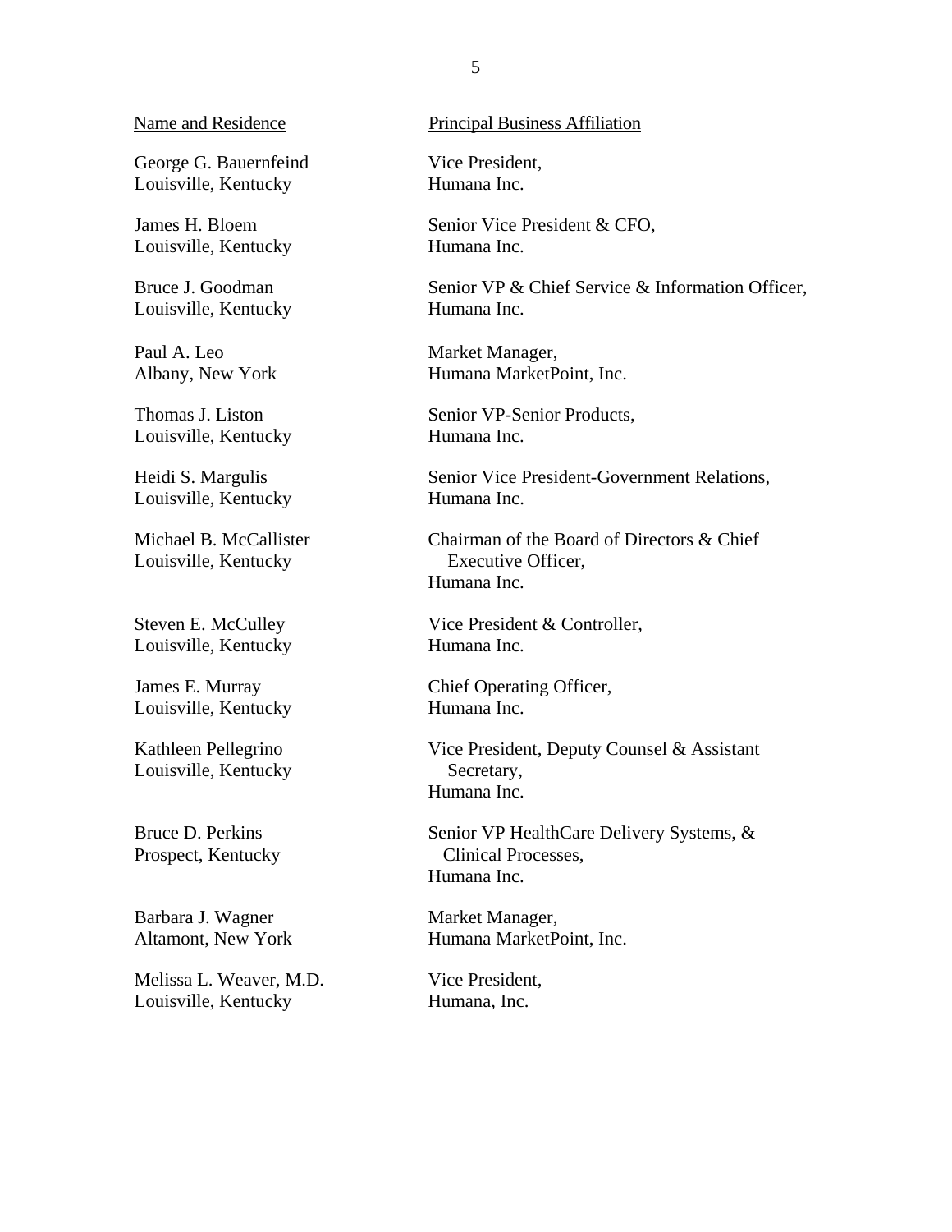| Name and Residence | Principal Business Affiliation |
| --- | --- |
| George G. Bauernfeind<br>Louisville, Kentucky | Vice President,<br>Humana Inc. |
| James H. Bloem<br>Louisville, Kentucky | Senior Vice President & CFO,<br>Humana Inc. |
| Bruce J. Goodman<br>Louisville, Kentucky | Senior VP & Chief Service & Information Officer,<br>Humana Inc. |
| Paul A. Leo<br>Albany, New York | Market Manager,<br>Humana MarketPoint, Inc. |
| Thomas J. Liston<br>Louisville, Kentucky | Senior VP-Senior Products,<br>Humana Inc. |
| Heidi S. Margulis<br>Louisville, Kentucky | Senior Vice President-Government Relations,<br>Humana Inc. |
| Michael B. McCallister<br>Louisville, Kentucky | Chairman of the Board of Directors & Chief Executive Officer,<br>Humana Inc. |
| Steven E. McCulley<br>Louisville, Kentucky | Vice President & Controller,<br>Humana Inc. |
| James E. Murray<br>Louisville, Kentucky | Chief Operating Officer,<br>Humana Inc. |
| Kathleen Pellegrino<br>Louisville, Kentucky | Vice President, Deputy Counsel & Assistant Secretary,<br>Humana Inc. |
| Bruce D. Perkins<br>Prospect, Kentucky | Senior VP HealthCare Delivery Systems, & Clinical Processes,<br>Humana Inc. |
| Barbara J. Wagner<br>Altamont, New York | Market Manager,<br>Humana MarketPoint, Inc. |
| Melissa L. Weaver, M.D.<br>Louisville, Kentucky | Vice President,<br>Humana, Inc. |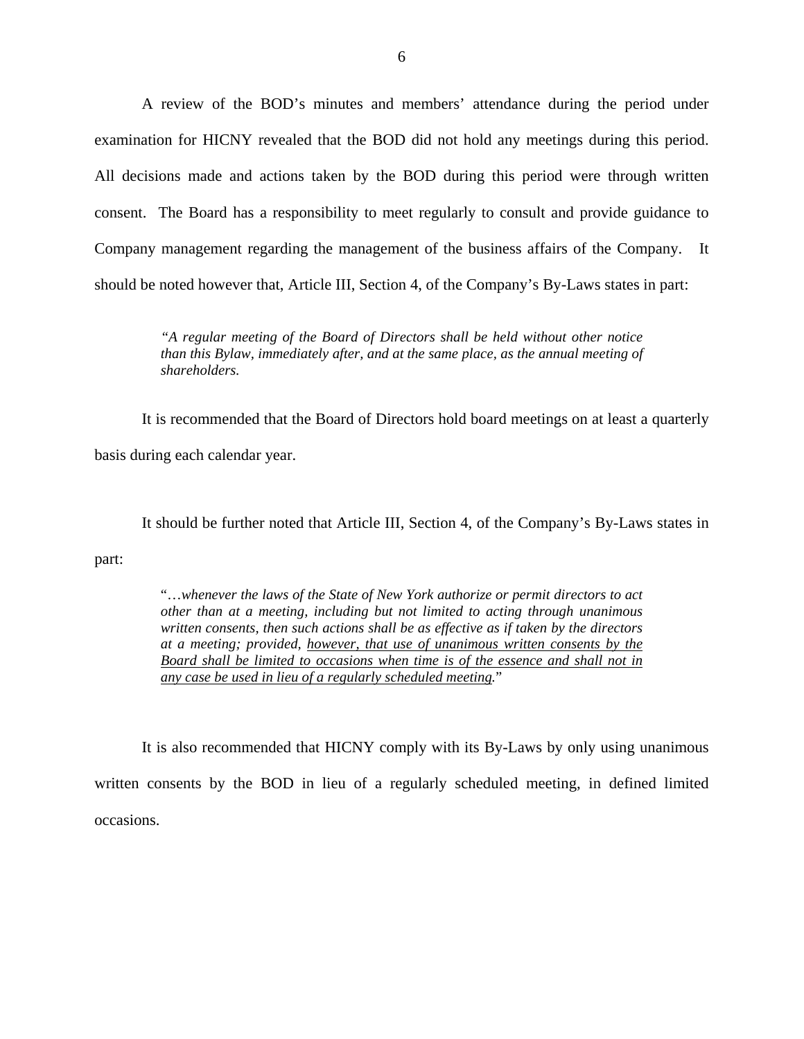A review of the BOD's minutes and members' attendance during the period under examination for HICNY revealed that the BOD did not hold any meetings during this period. All decisions made and actions taken by the BOD during this period were through written consent. The Board has a responsibility to meet regularly to consult and provide guidance to Company management regarding the management of the business affairs of the Company. It should be noted however that, Article III, Section 4, of the Company's By-Laws states in part:

> *"A regular meeting of the Board of Directors shall be held without other notice than this Bylaw, immediately after, and at the same place, as the annual meeting of shareholders.*

It is recommended that the Board of Directors hold board meetings on at least a quarterly basis during each calendar year.

It should be further noted that Article III, Section 4, of the Company's By-Laws states in part:

> "*…whenever the laws of the State of New York authorize or permit directors to act other than at a meeting, including but not limited to acting through unanimous written consents, then such actions shall be as effective as if taken by the directors at a meeting; provided, <u>however, that use of unanimous written consents by the Board shall be limited to occasions when time is of the essence and shall not in any case be used in lieu of a regularly scheduled meeting</u>.*"

It is also recommended that HICNY comply with its By-Laws by only using unanimous written consents by the BOD in lieu of a regularly scheduled meeting, in defined limited occasions.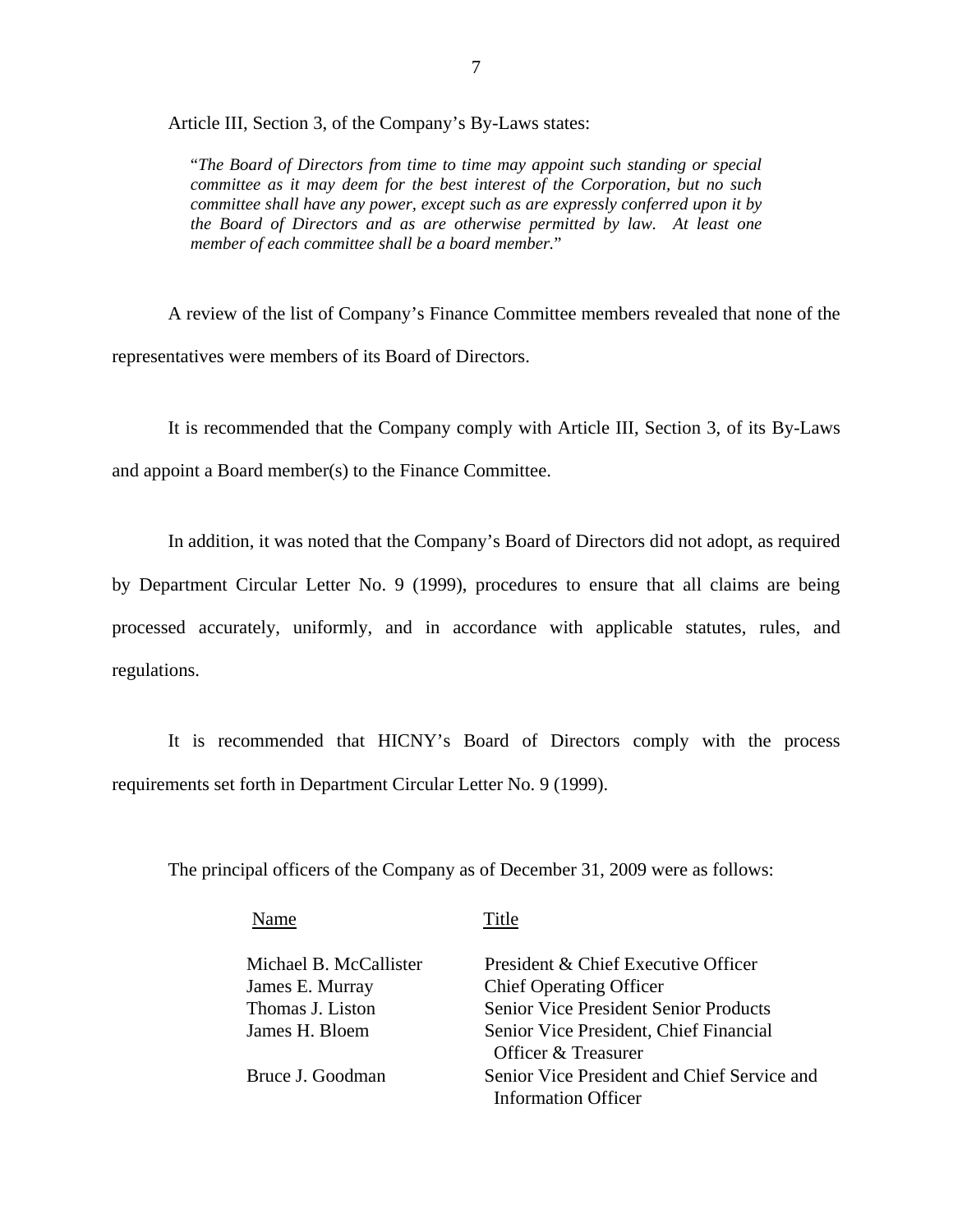Article III, Section 3, of the Company's By-Laws states:

> "*The Board of Directors from time to time may appoint such standing or special committee as it may deem for the best interest of the Corporation, but no such committee shall have any power, except such as are expressly conferred upon it by the Board of Directors and as are otherwise permitted by law. At least one member of each committee shall be a board member.*"

A review of the list of Company's Finance Committee members revealed that none of the representatives were members of its Board of Directors.

It is recommended that the Company comply with Article III, Section 3, of its By-Laws and appoint a Board member(s) to the Finance Committee.

In addition, it was noted that the Company's Board of Directors did not adopt, as required by Department Circular Letter No. 9 (1999), procedures to ensure that all claims are being processed accurately, uniformly, and in accordance with applicable statutes, rules, and regulations.

It is recommended that HICNY's Board of Directors comply with the process requirements set forth in Department Circular Letter No. 9 (1999).

The principal officers of the Company as of December 31, 2009 were as follows:

| Name | Title |
|---|---|
| Michael B. McCallister | President & Chief Executive Officer |
| James E. Murray | Chief Operating Officer |
| Thomas J. Liston | Senior Vice President Senior Products |
| James H. Bloem | Senior Vice President, Chief Financial Officer & Treasurer |
| Bruce J. Goodman | Senior Vice President and Chief Service and Information Officer |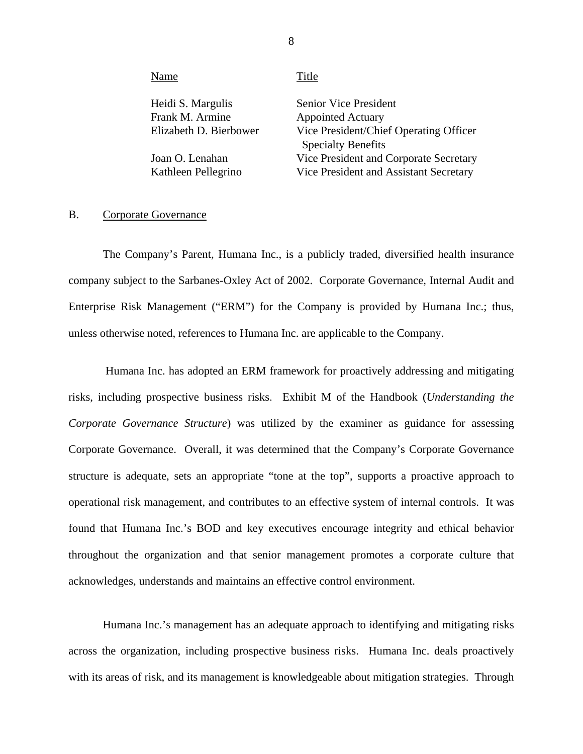| Name | Title |
|---|---|
| Heidi S. Margulis | Senior Vice President |
| Frank M. Armine | Appointed Actuary |
| Elizabeth D. Bierbower | Vice President/Chief Operating Officer Specialty Benefits |
| Joan O. Lenahan | Vice President and Corporate Secretary |
| Kathleen Pellegrino | Vice President and Assistant Secretary |

## B. Corporate Governance

The Company's Parent, Humana Inc., is a publicly traded, diversified health insurance company subject to the Sarbanes-Oxley Act of 2002. Corporate Governance, Internal Audit and Enterprise Risk Management ("ERM") for the Company is provided by Humana Inc.; thus, unless otherwise noted, references to Humana Inc. are applicable to the Company.

Humana Inc. has adopted an ERM framework for proactively addressing and mitigating risks, including prospective business risks. Exhibit M of the Handbook (*Understanding the Corporate Governance Structure*) was utilized by the examiner as guidance for assessing Corporate Governance. Overall, it was determined that the Company's Corporate Governance structure is adequate, sets an appropriate "tone at the top", supports a proactive approach to operational risk management, and contributes to an effective system of internal controls. It was found that Humana Inc.'s BOD and key executives encourage integrity and ethical behavior throughout the organization and that senior management promotes a corporate culture that acknowledges, understands and maintains an effective control environment.

Humana Inc.'s management has an adequate approach to identifying and mitigating risks across the organization, including prospective business risks. Humana Inc. deals proactively with its areas of risk, and its management is knowledgeable about mitigation strategies. Through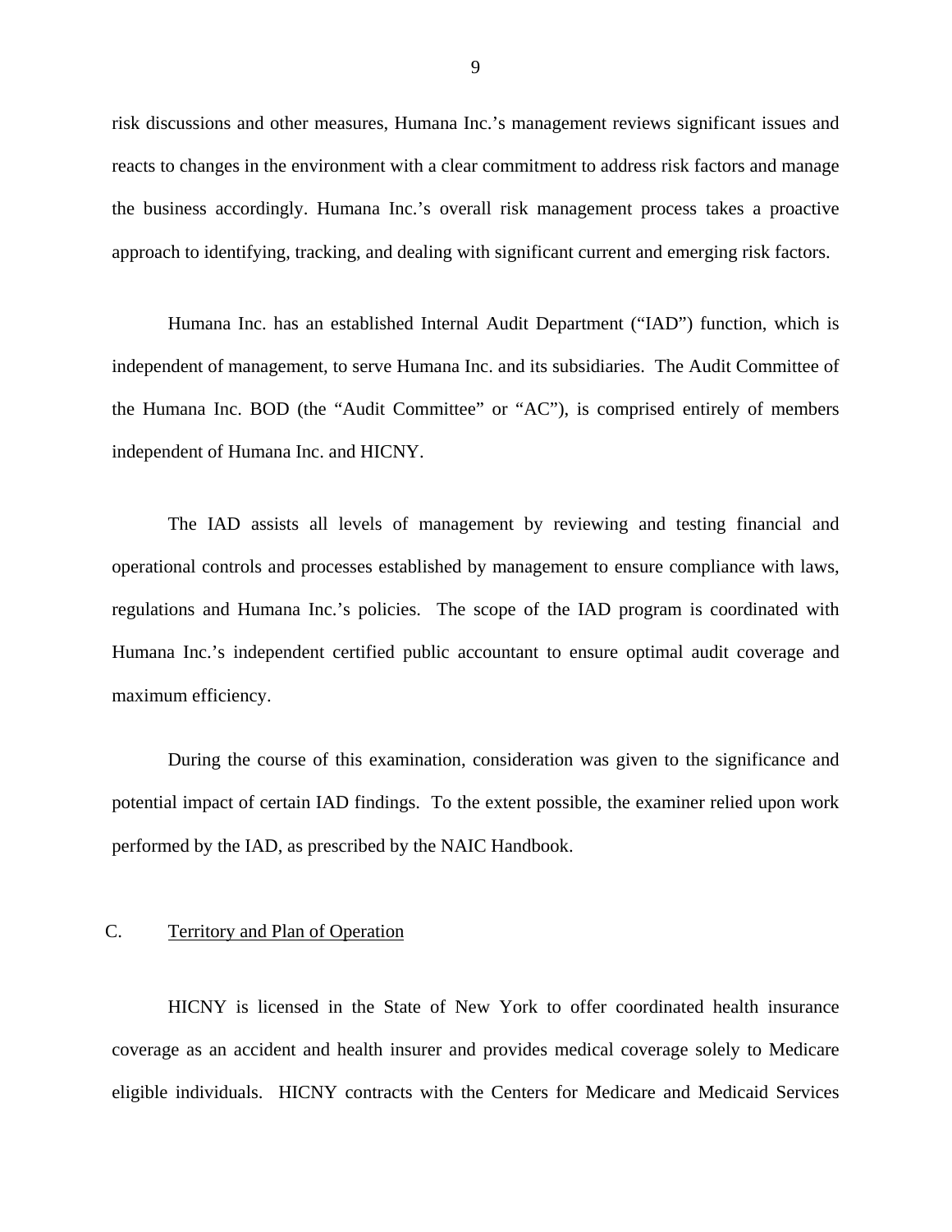risk discussions and other measures, Humana Inc.'s management reviews significant issues and reacts to changes in the environment with a clear commitment to address risk factors and manage the business accordingly. Humana Inc.'s overall risk management process takes a proactive approach to identifying, tracking, and dealing with significant current and emerging risk factors.

Humana Inc. has an established Internal Audit Department ("IAD") function, which is independent of management, to serve Humana Inc. and its subsidiaries. The Audit Committee of the Humana Inc. BOD (the "Audit Committee" or "AC"), is comprised entirely of members independent of Humana Inc. and HICNY.

The IAD assists all levels of management by reviewing and testing financial and operational controls and processes established by management to ensure compliance with laws, regulations and Humana Inc.'s policies. The scope of the IAD program is coordinated with Humana Inc.'s independent certified public accountant to ensure optimal audit coverage and maximum efficiency.

During the course of this examination, consideration was given to the significance and potential impact of certain IAD findings. To the extent possible, the examiner relied upon work performed by the IAD, as prescribed by the NAIC Handbook.

## C. Territory and Plan of Operation

HICNY is licensed in the State of New York to offer coordinated health insurance coverage as an accident and health insurer and provides medical coverage solely to Medicare eligible individuals. HICNY contracts with the Centers for Medicare and Medicaid Services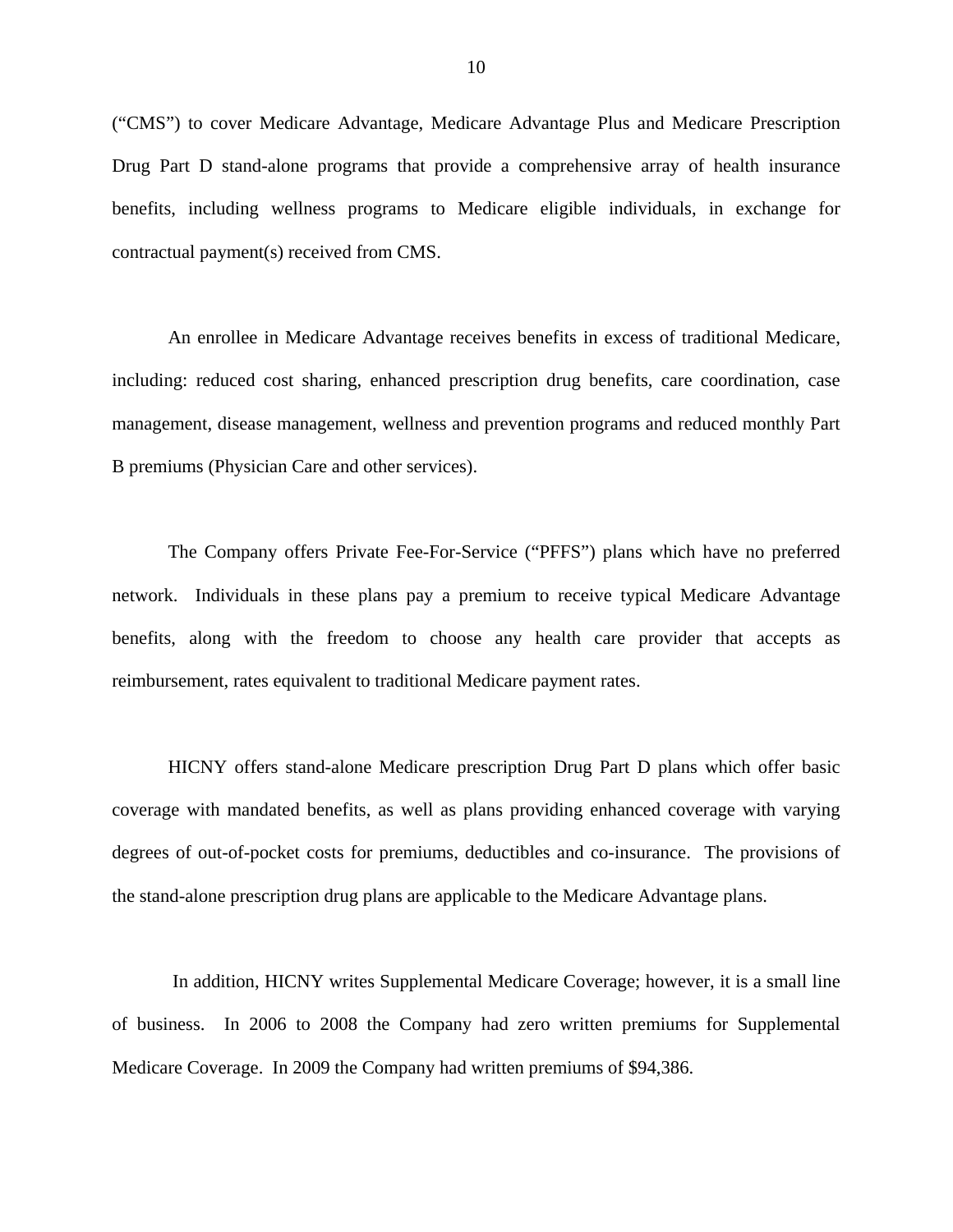("CMS") to cover Medicare Advantage, Medicare Advantage Plus and Medicare Prescription Drug Part D stand-alone programs that provide a comprehensive array of health insurance benefits, including wellness programs to Medicare eligible individuals, in exchange for contractual payment(s) received from CMS.

An enrollee in Medicare Advantage receives benefits in excess of traditional Medicare, including: reduced cost sharing, enhanced prescription drug benefits, care coordination, case management, disease management, wellness and prevention programs and reduced monthly Part B premiums (Physician Care and other services).

The Company offers Private Fee-For-Service ("PFFS") plans which have no preferred network. Individuals in these plans pay a premium to receive typical Medicare Advantage benefits, along with the freedom to choose any health care provider that accepts as reimbursement, rates equivalent to traditional Medicare payment rates.

HICNY offers stand-alone Medicare prescription Drug Part D plans which offer basic coverage with mandated benefits, as well as plans providing enhanced coverage with varying degrees of out-of-pocket costs for premiums, deductibles and co-insurance. The provisions of the stand-alone prescription drug plans are applicable to the Medicare Advantage plans.

In addition, HICNY writes Supplemental Medicare Coverage; however, it is a small line of business. In 2006 to 2008 the Company had zero written premiums for Supplemental Medicare Coverage. In 2009 the Company had written premiums of $94,386.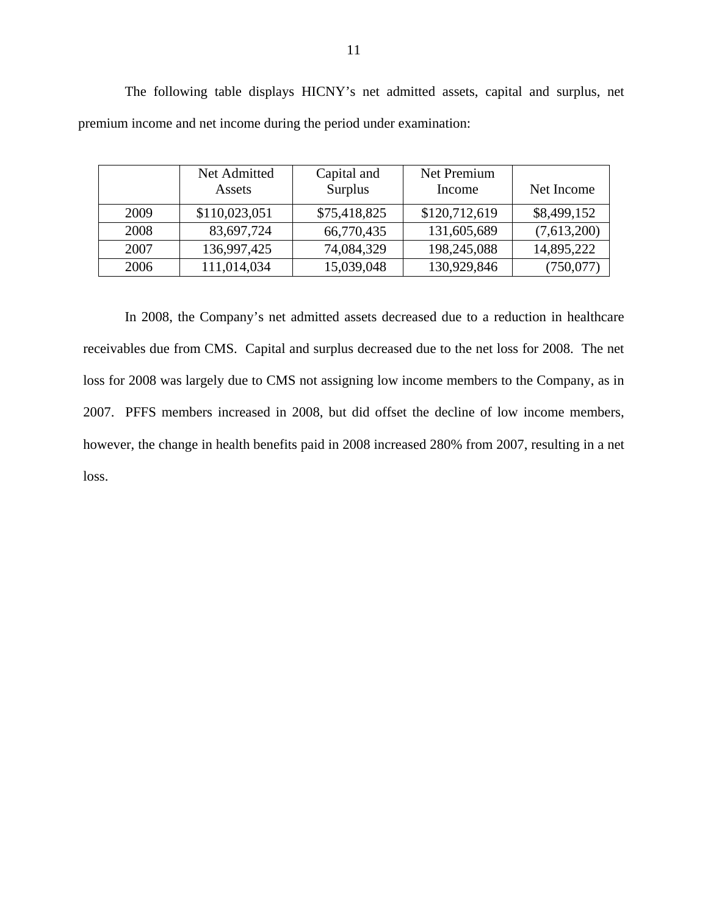The following table displays HICNY's net admitted assets, capital and surplus, net premium income and net income during the period under examination:

| | Net Admitted Assets | Capital and Surplus | Net Premium Income | Net Income |
|---|---|---|---|---|
| 2009 | $110,023,051 | $75,418,825 | $120,712,619 | $8,499,152 |
| 2008 | 83,697,724 | 66,770,435 | 131,605,689 | (7,613,200) |
| 2007 | 136,997,425 | 74,084,329 | 198,245,088 | 14,895,222 |
| 2006 | 111,014,034 | 15,039,048 | 130,929,846 | (750,077) |

In 2008, the Company's net admitted assets decreased due to a reduction in healthcare receivables due from CMS. Capital and surplus decreased due to the net loss for 2008. The net loss for 2008 was largely due to CMS not assigning low income members to the Company, as in 2007. PFFS members increased in 2008, but did offset the decline of low income members, however, the change in health benefits paid in 2008 increased 280% from 2007, resulting in a net loss.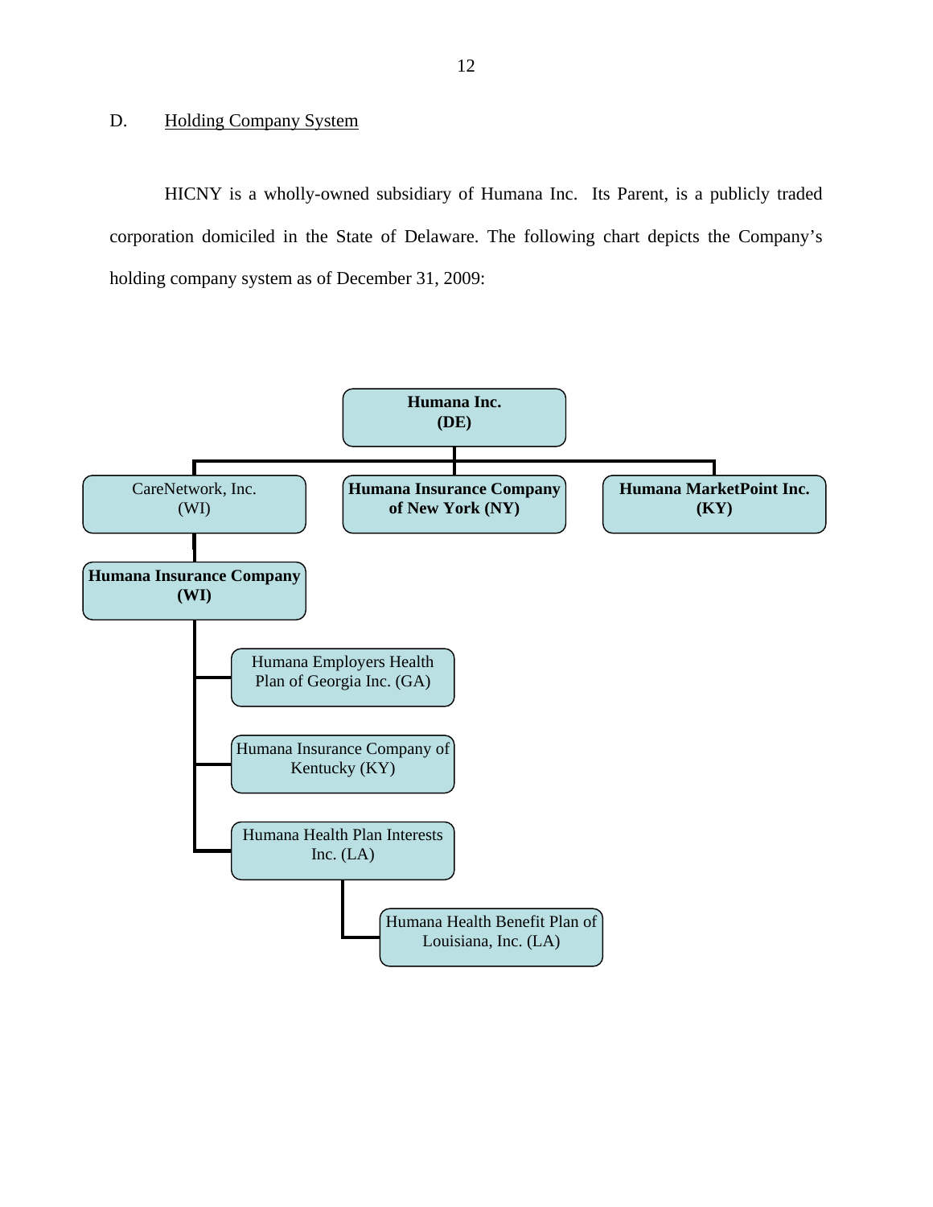D. Holding Company System

HICNY is a wholly-owned subsidiary of Humana Inc. Its Parent, is a publicly traded corporation domiciled in the State of Delaware. The following chart depicts the Company's holding company system as of December 31, 2009:

**Humana Inc. (DE)**

CareNetwork, Inc. (WI)

**Humana Insurance Company of New York (NY)**

**Humana MarketPoint Inc. (KY)**

**Humana Insurance Company (WI)**

Humana Employers Health Plan of Georgia Inc. (GA)

Humana Insurance Company of Kentucky (KY)

Humana Health Plan Interests Inc. (LA)

Humana Health Benefit Plan of Louisiana, Inc. (LA)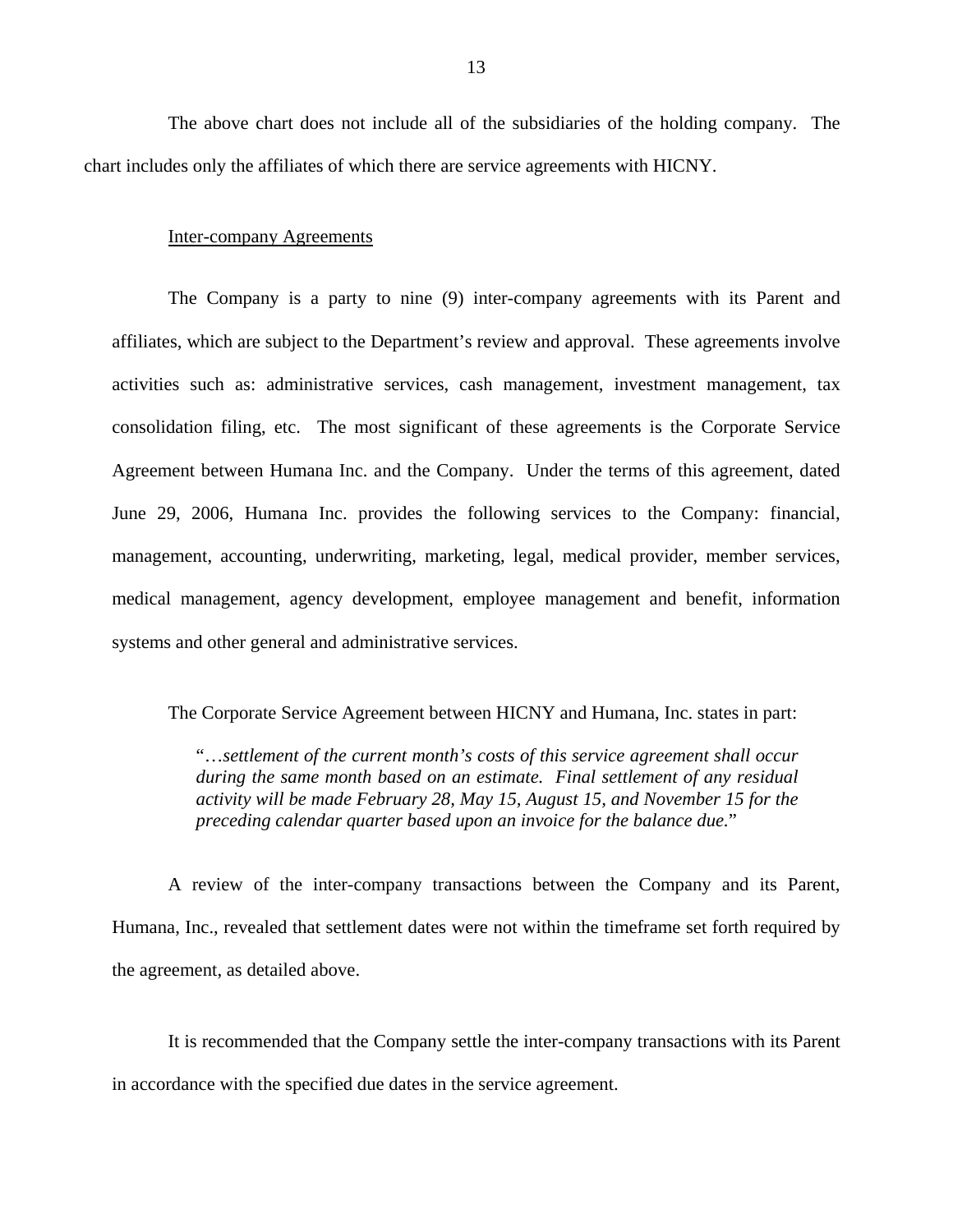The above chart does not include all of the subsidiaries of the holding company. The chart includes only the affiliates of which there are service agreements with HICNY.

Inter-company Agreements

The Company is a party to nine (9) inter-company agreements with its Parent and affiliates, which are subject to the Department's review and approval. These agreements involve activities such as: administrative services, cash management, investment management, tax consolidation filing, etc. The most significant of these agreements is the Corporate Service Agreement between Humana Inc. and the Company. Under the terms of this agreement, dated June 29, 2006, Humana Inc. provides the following services to the Company: financial, management, accounting, underwriting, marketing, legal, medical provider, member services, medical management, agency development, employee management and benefit, information systems and other general and administrative services.

The Corporate Service Agreement between HICNY and Humana, Inc. states in part:

> "*…settlement of the current month's costs of this service agreement shall occur during the same month based on an estimate. Final settlement of any residual activity will be made February 28, May 15, August 15, and November 15 for the preceding calendar quarter based upon an invoice for the balance due.*"

A review of the inter-company transactions between the Company and its Parent, Humana, Inc., revealed that settlement dates were not within the timeframe set forth required by the agreement, as detailed above.

It is recommended that the Company settle the inter-company transactions with its Parent in accordance with the specified due dates in the service agreement.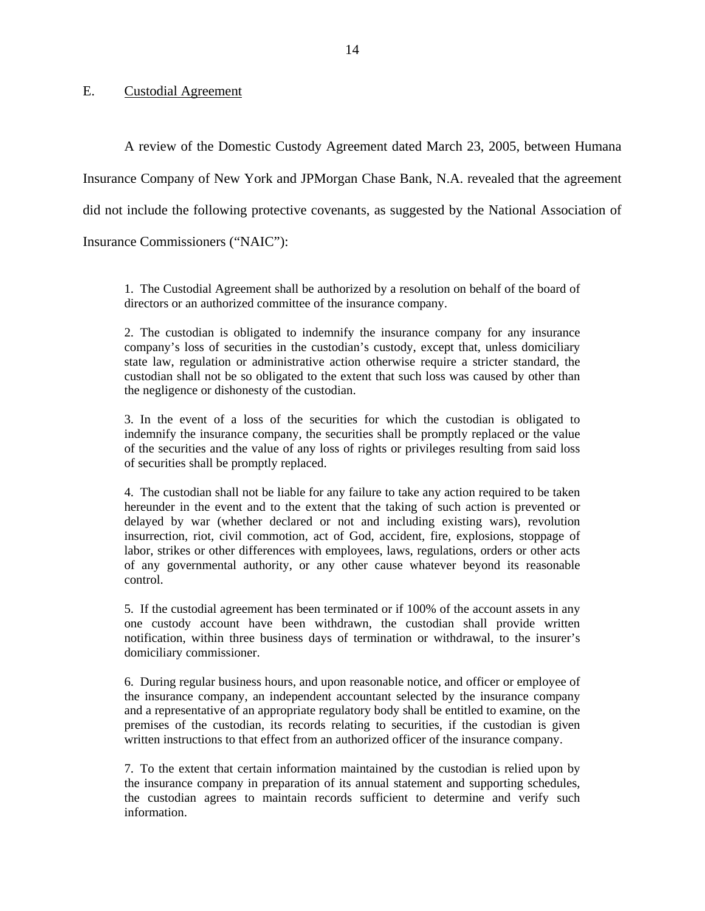## E. Custodial Agreement

A review of the Domestic Custody Agreement dated March 23, 2005, between Humana Insurance Company of New York and JPMorgan Chase Bank, N.A. revealed that the agreement did not include the following protective covenants, as suggested by the National Association of Insurance Commissioners ("NAIC"):

> 1. The Custodial Agreement shall be authorized by a resolution on behalf of the board of directors or an authorized committee of the insurance company.
>
> 2. The custodian is obligated to indemnify the insurance company for any insurance company's loss of securities in the custodian's custody, except that, unless domiciliary state law, regulation or administrative action otherwise require a stricter standard, the custodian shall not be so obligated to the extent that such loss was caused by other than the negligence or dishonesty of the custodian.
>
> 3. In the event of a loss of the securities for which the custodian is obligated to indemnify the insurance company, the securities shall be promptly replaced or the value of the securities and the value of any loss of rights or privileges resulting from said loss of securities shall be promptly replaced.
>
> 4. The custodian shall not be liable for any failure to take any action required to be taken hereunder in the event and to the extent that the taking of such action is prevented or delayed by war (whether declared or not and including existing wars), revolution insurrection, riot, civil commotion, act of God, accident, fire, explosions, stoppage of labor, strikes or other differences with employees, laws, regulations, orders or other acts of any governmental authority, or any other cause whatever beyond its reasonable control.
>
> 5. If the custodial agreement has been terminated or if 100% of the account assets in any one custody account have been withdrawn, the custodian shall provide written notification, within three business days of termination or withdrawal, to the insurer's domiciliary commissioner.
>
> 6. During regular business hours, and upon reasonable notice, and officer or employee of the insurance company, an independent accountant selected by the insurance company and a representative of an appropriate regulatory body shall be entitled to examine, on the premises of the custodian, its records relating to securities, if the custodian is given written instructions to that effect from an authorized officer of the insurance company.
>
> 7. To the extent that certain information maintained by the custodian is relied upon by the insurance company in preparation of its annual statement and supporting schedules, the custodian agrees to maintain records sufficient to determine and verify such information.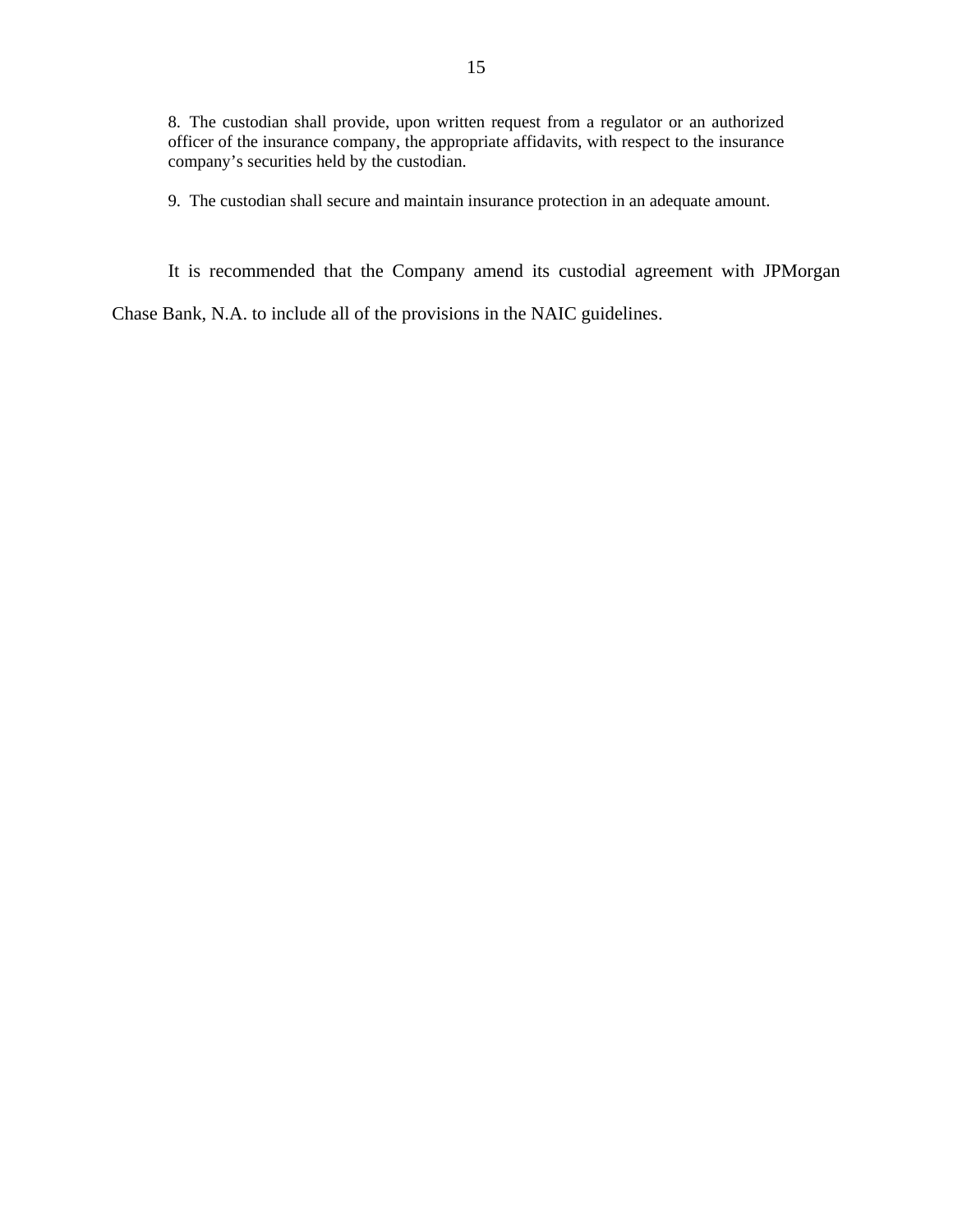8. The custodian shall provide, upon written request from a regulator or an authorized officer of the insurance company, the appropriate affidavits, with respect to the insurance company's securities held by the custodian.

9. The custodian shall secure and maintain insurance protection in an adequate amount.

It is recommended that the Company amend its custodial agreement with JPMorgan Chase Bank, N.A. to include all of the provisions in the NAIC guidelines.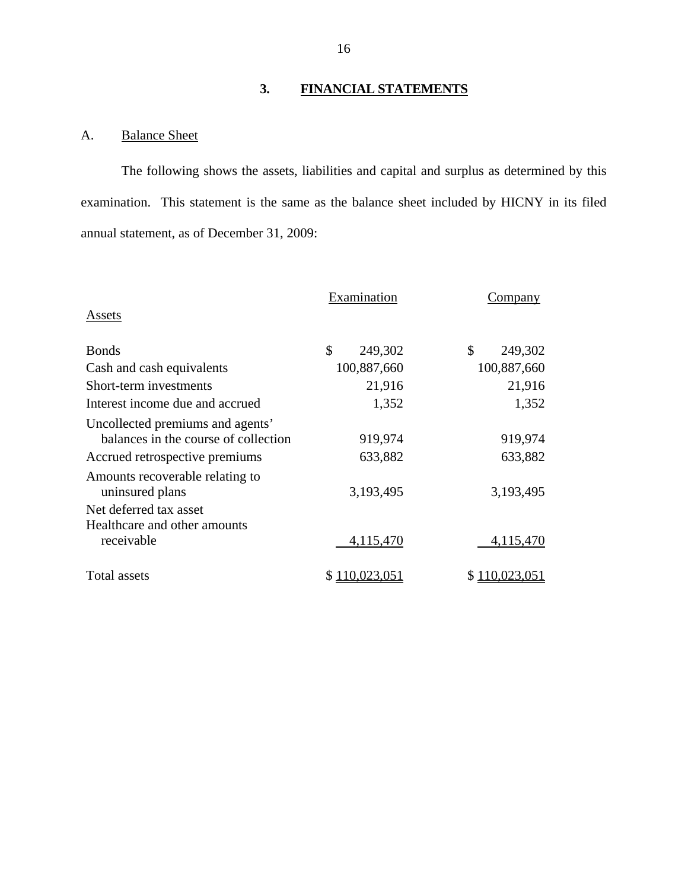## 3. FINANCIAL STATEMENTS

### A. Balance Sheet

The following shows the assets, liabilities and capital and surplus as determined by this examination. This statement is the same as the balance sheet included by HICNY in its filed annual statement, as of December 31, 2009:

| | Examination | Company |
|---|---|---|
| Assets | | |
| Bonds | $ 249,302 | $ 249,302 |
| Cash and cash equivalents | 100,887,660 | 100,887,660 |
| Short-term investments | 21,916 | 21,916 |
| Interest income due and accrued | 1,352 | 1,352 |
| Uncollected premiums and agents' balances in the course of collection | 919,974 | 919,974 |
| Accrued retrospective premiums | 633,882 | 633,882 |
| Amounts recoverable relating to uninsured plans | 3,193,495 | 3,193,495 |
| Net deferred tax asset | | |
| Healthcare and other amounts receivable | 4,115,470 | 4,115,470 |
| Total assets | $ 110,023,051 | $ 110,023,051 |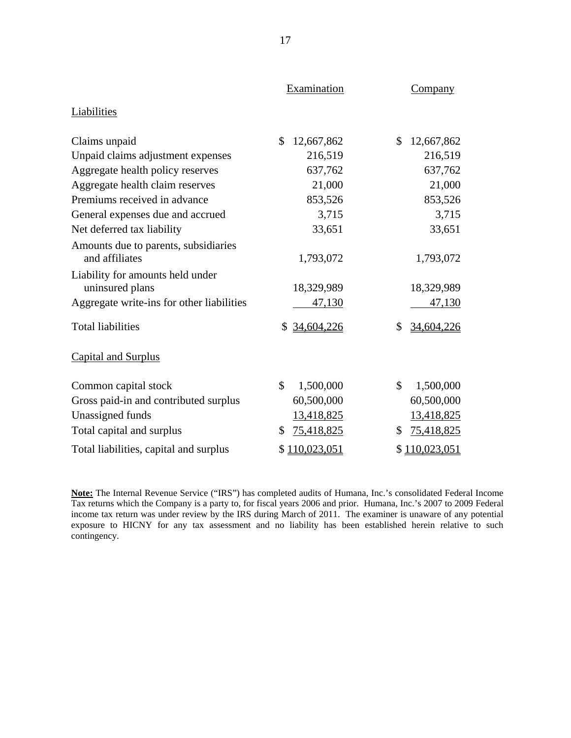| | Examination | Company |
|---|---|---|
| Liabilities | | |
| Claims unpaid | $ 12,667,862 | $ 12,667,862 |
| Unpaid claims adjustment expenses | 216,519 | 216,519 |
| Aggregate health policy reserves | 637,762 | 637,762 |
| Aggregate health claim reserves | 21,000 | 21,000 |
| Premiums received in advance | 853,526 | 853,526 |
| General expenses due and accrued | 3,715 | 3,715 |
| Net deferred tax liability | 33,651 | 33,651 |
| Amounts due to parents, subsidiaries and affiliates | 1,793,072 | 1,793,072 |
| Liability for amounts held under uninsured plans | 18,329,989 | 18,329,989 |
| Aggregate write-ins for other liabilities | 47,130 | 47,130 |
| Total liabilities | $ 34,604,226 | $ 34,604,226 |
| Capital and Surplus | | |
| Common capital stock | $ 1,500,000 | $ 1,500,000 |
| Gross paid-in and contributed surplus | 60,500,000 | 60,500,000 |
| Unassigned funds | 13,418,825 | 13,418,825 |
| Total capital and surplus | $ 75,418,825 | $ 75,418,825 |
| Total liabilities, capital and surplus | $ 110,023,051 | $ 110,023,051 |

**Note:** The Internal Revenue Service ("IRS") has completed audits of Humana, Inc.'s consolidated Federal Income Tax returns which the Company is a party to, for fiscal years 2006 and prior. Humana, Inc.'s 2007 to 2009 Federal income tax return was under review by the IRS during March of 2011. The examiner is unaware of any potential exposure to HICNY for any tax assessment and no liability has been established herein relative to such contingency.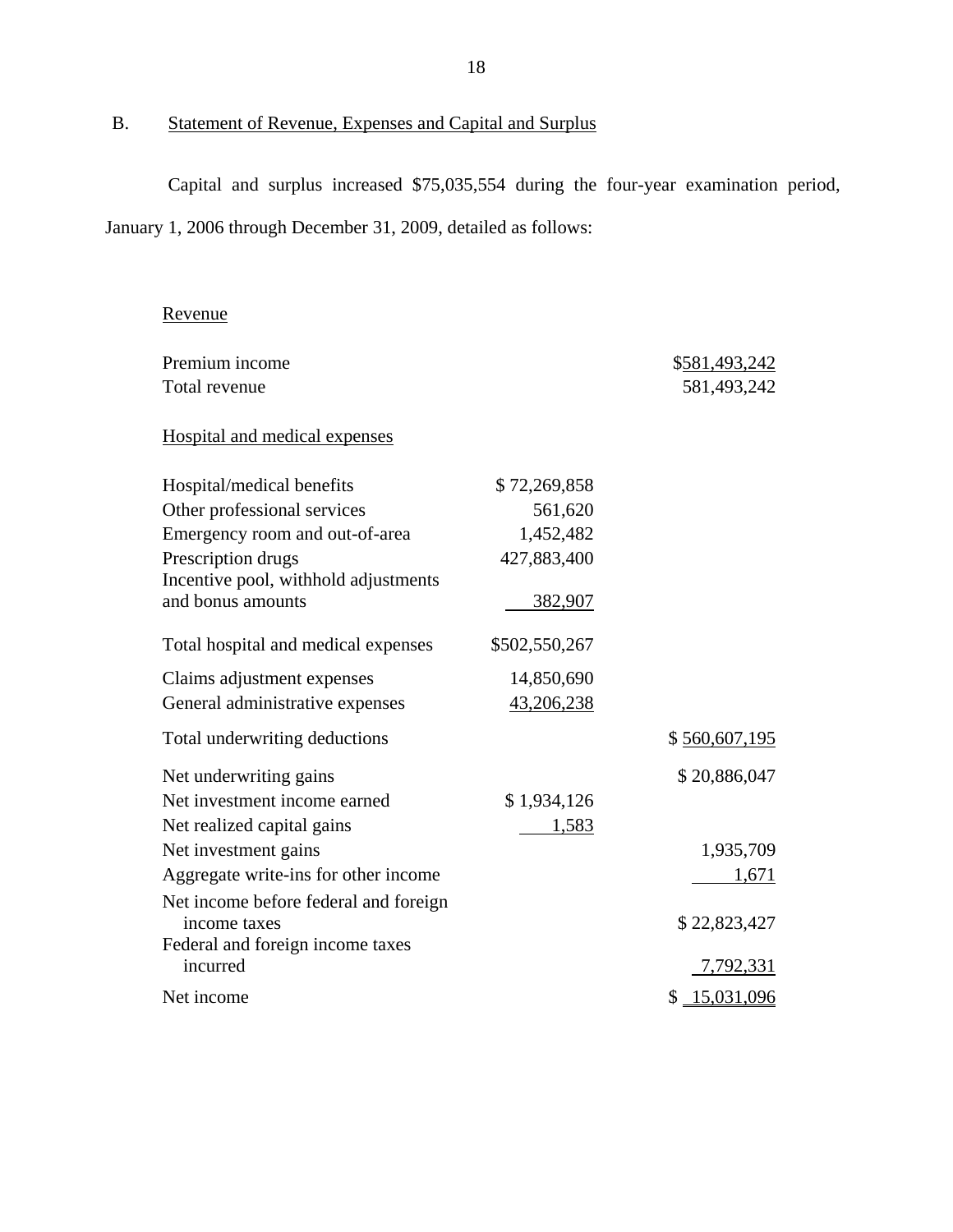## B. Statement of Revenue, Expenses and Capital and Surplus

Capital and surplus increased $75,035,554 during the four-year examination period, January 1, 2006 through December 31, 2009, detailed as follows:

| | | |
|---|---|---|
| Revenue | | |
| Premium income | | $581,493,242 |
| Total revenue | | 581,493,242 |
| Hospital and medical expenses | | |
| Hospital/medical benefits | $ 72,269,858 | |
| Other professional services | 561,620 | |
| Emergency room and out-of-area | 1,452,482 | |
| Prescription drugs | 427,883,400 | |
| Incentive pool, withhold adjustments and bonus amounts | 382,907 | |
| Total hospital and medical expenses | $502,550,267 | |
| Claims adjustment expenses | 14,850,690 | |
| General administrative expenses | 43,206,238 | |
| Total underwriting deductions | | $ 560,607,195 |
| Net underwriting gains | | $ 20,886,047 |
| Net investment income earned | $ 1,934,126 | |
| Net realized capital gains | 1,583 | |
| Net investment gains | | 1,935,709 |
| Aggregate write-ins for other income | | 1,671 |
| Net income before federal and foreign income taxes | | $ 22,823,427 |
| Federal and foreign income taxes incurred | | 7,792,331 |
| Net income | | $ 15,031,096 |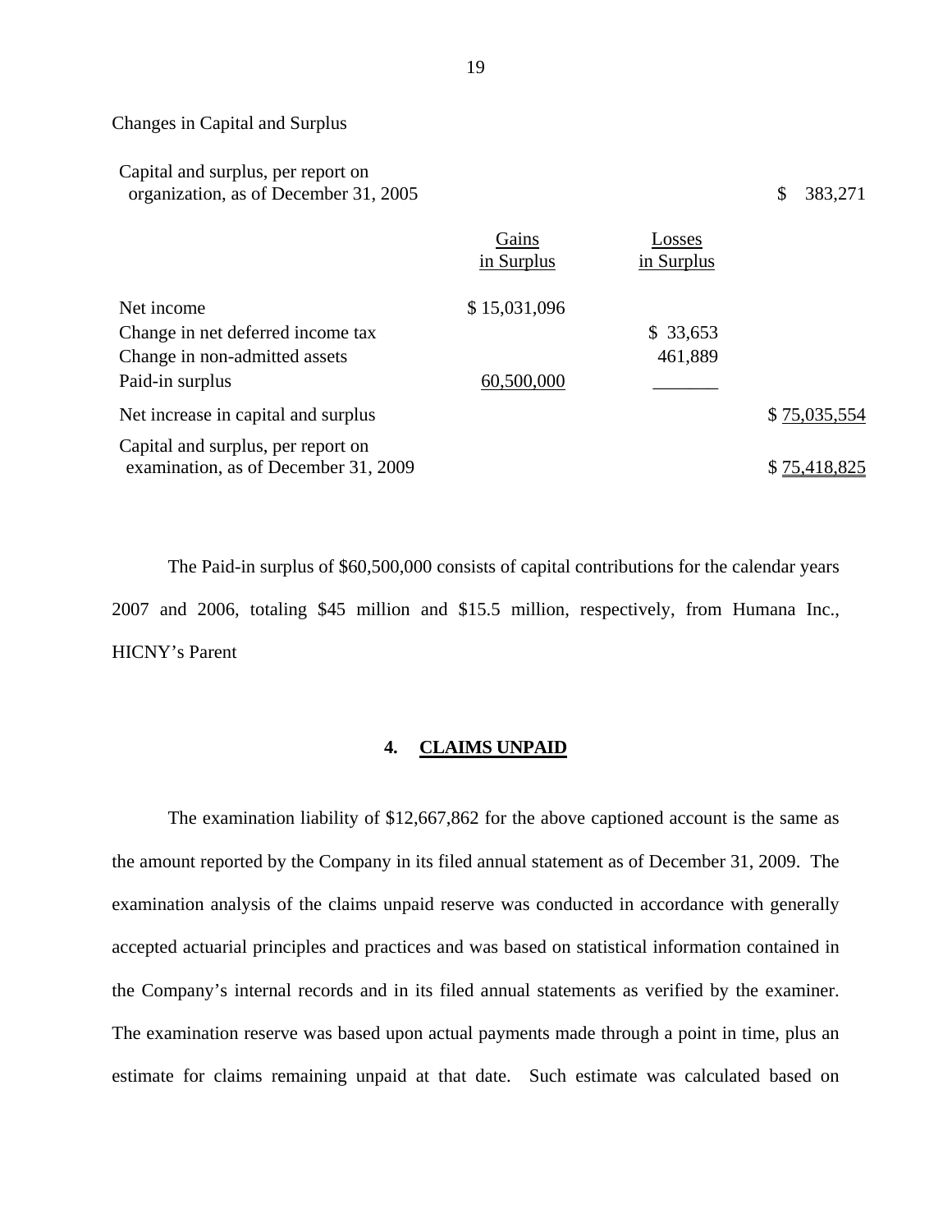Changes in Capital and Surplus

| | Gains in Surplus | Losses in Surplus | |
|---|---|---|---|
| Capital and surplus, per report on organization, as of December 31, 2005 | | | $ 383,271 |
| Net income | $ 15,031,096 | | |
| Change in net deferred income tax | | $ 33,653 | |
| Change in non-admitted assets | | 461,889 | |
| Paid-in surplus | 60,500,000 | | |
| Net increase in capital and surplus | | | $ 75,035,554 |
| Capital and surplus, per report on examination, as of December 31, 2009 | | | $ 75,418,825 |

The Paid-in surplus of $60,500,000 consists of capital contributions for the calendar years 2007 and 2006, totaling $45 million and $15.5 million, respectively, from Humana Inc., HICNY's Parent

## 4. CLAIMS UNPAID

The examination liability of $12,667,862 for the above captioned account is the same as the amount reported by the Company in its filed annual statement as of December 31, 2009. The examination analysis of the claims unpaid reserve was conducted in accordance with generally accepted actuarial principles and practices and was based on statistical information contained in the Company's internal records and in its filed annual statements as verified by the examiner. The examination reserve was based upon actual payments made through a point in time, plus an estimate for claims remaining unpaid at that date. Such estimate was calculated based on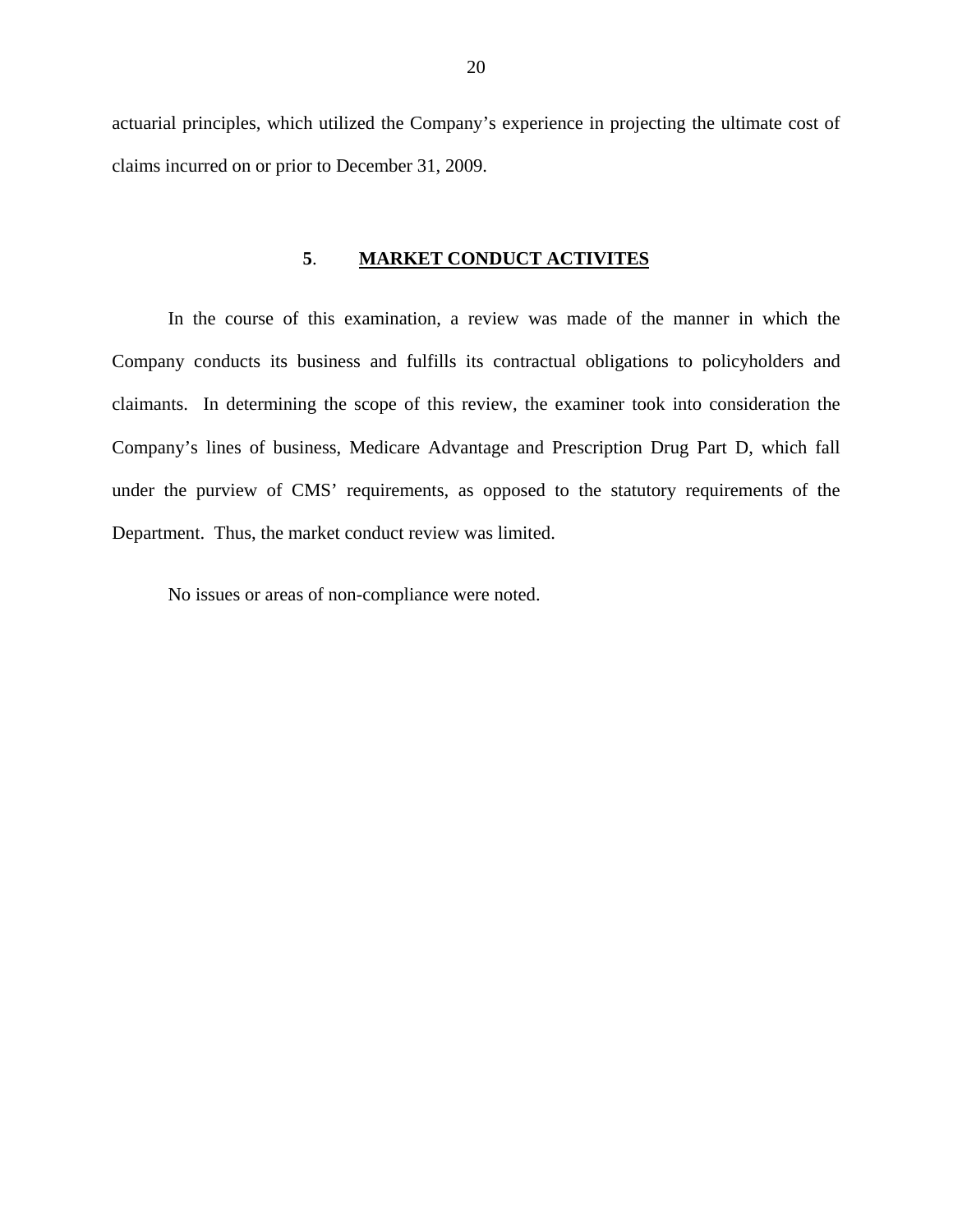actuarial principles, which utilized the Company's experience in projecting the ultimate cost of claims incurred on or prior to December 31, 2009.

## **5**. **MARKET CONDUCT ACTIVITES**

In the course of this examination, a review was made of the manner in which the Company conducts its business and fulfills its contractual obligations to policyholders and claimants. In determining the scope of this review, the examiner took into consideration the Company's lines of business, Medicare Advantage and Prescription Drug Part D, which fall under the purview of CMS' requirements, as opposed to the statutory requirements of the Department. Thus, the market conduct review was limited.

No issues or areas of non-compliance were noted.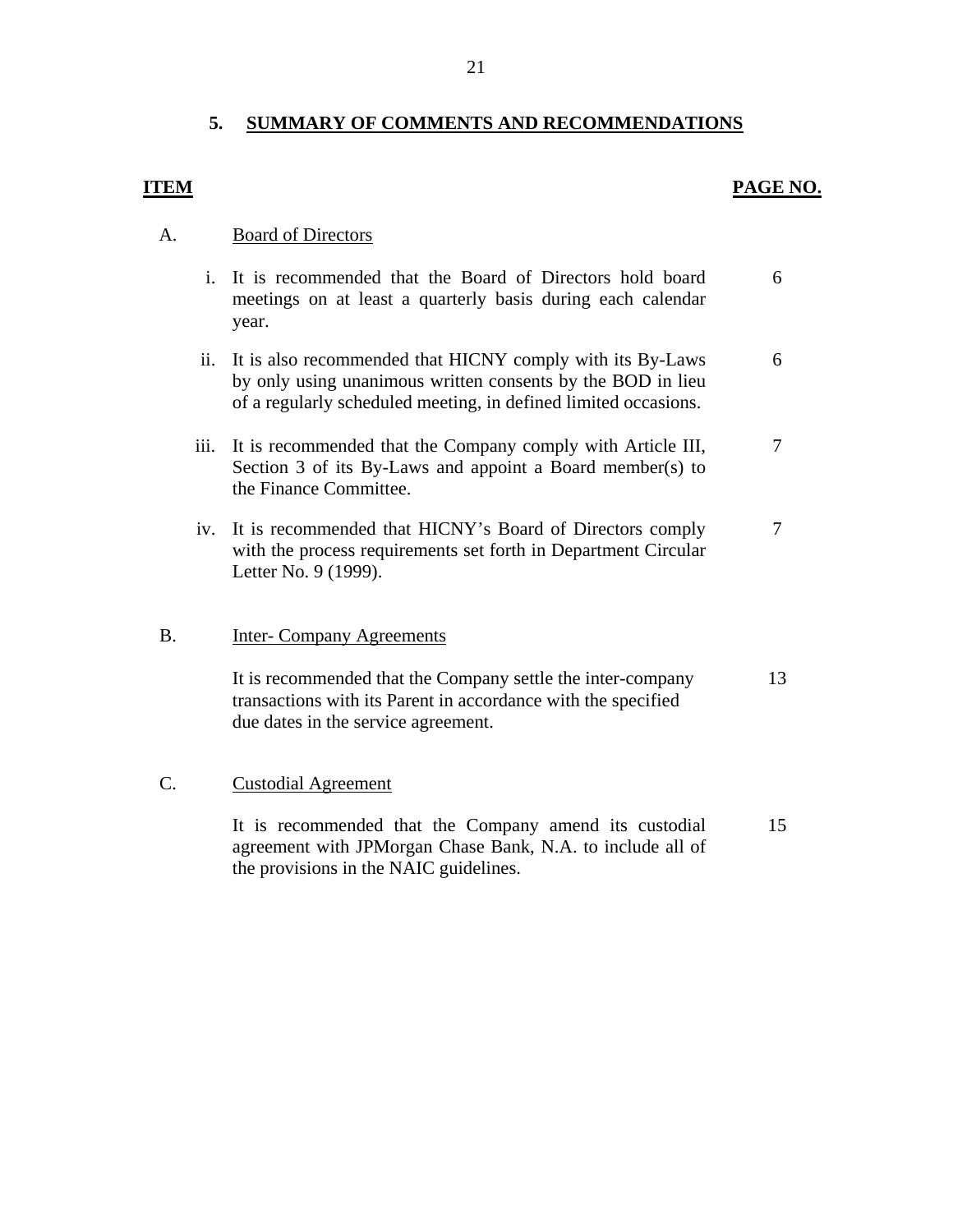## 5. SUMMARY OF COMMENTS AND RECOMMENDATIONS

| ITEM | | PAGE NO. |
|---|---|---|
| A. | Board of Directors | |
| | i. It is recommended that the Board of Directors hold board meetings on at least a quarterly basis during each calendar year. | 6 |
| | ii. It is also recommended that HICNY comply with its By-Laws by only using unanimous written consents by the BOD in lieu of a regularly scheduled meeting, in defined limited occasions. | 6 |
| | iii. It is recommended that the Company comply with Article III, Section 3 of its By-Laws and appoint a Board member(s) to the Finance Committee. | 7 |
| | iv. It is recommended that HICNY's Board of Directors comply with the process requirements set forth in Department Circular Letter No. 9 (1999). | 7 |
| B. | Inter- Company Agreements | |
| | It is recommended that the Company settle the inter-company transactions with its Parent in accordance with the specified due dates in the service agreement. | 13 |
| C. | Custodial Agreement | |
| | It is recommended that the Company amend its custodial agreement with JPMorgan Chase Bank, N.A. to include all of the provisions in the NAIC guidelines. | 15 |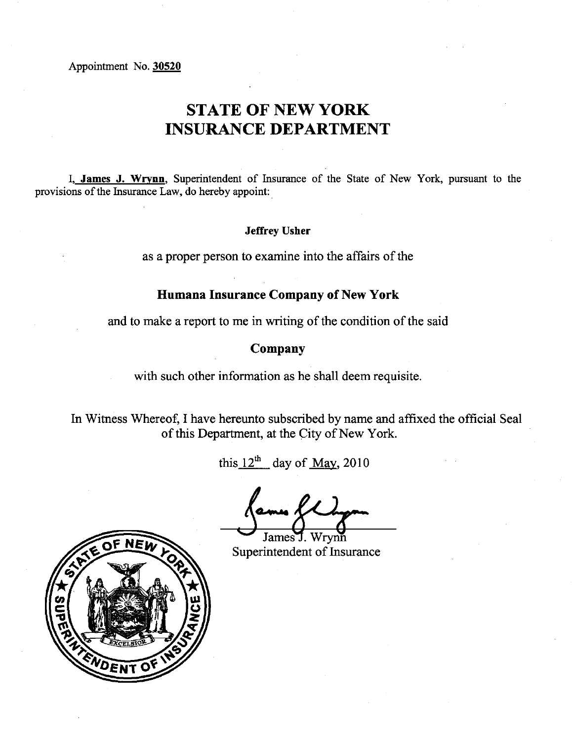Appointment No. **30520**

# STATE OF NEW YORK
# INSURANCE DEPARTMENT

I, **James J. Wrynn**, Superintendent of Insurance of the State of New York, pursuant to the provisions of the Insurance Law, do hereby appoint:

**Jeffrey Usher**

as a proper person to examine into the affairs of the

**Humana Insurance Company of New York**

and to make a report to me in writing of the condition of the said

**Company**

with such other information as he shall deem requisite.

In Witness Whereof, I have hereunto subscribed by name and affixed the official Seal of this Department, at the City of New York.

this 12th day of May, 2010

James J. Wrynn
Superintendent of Insurance